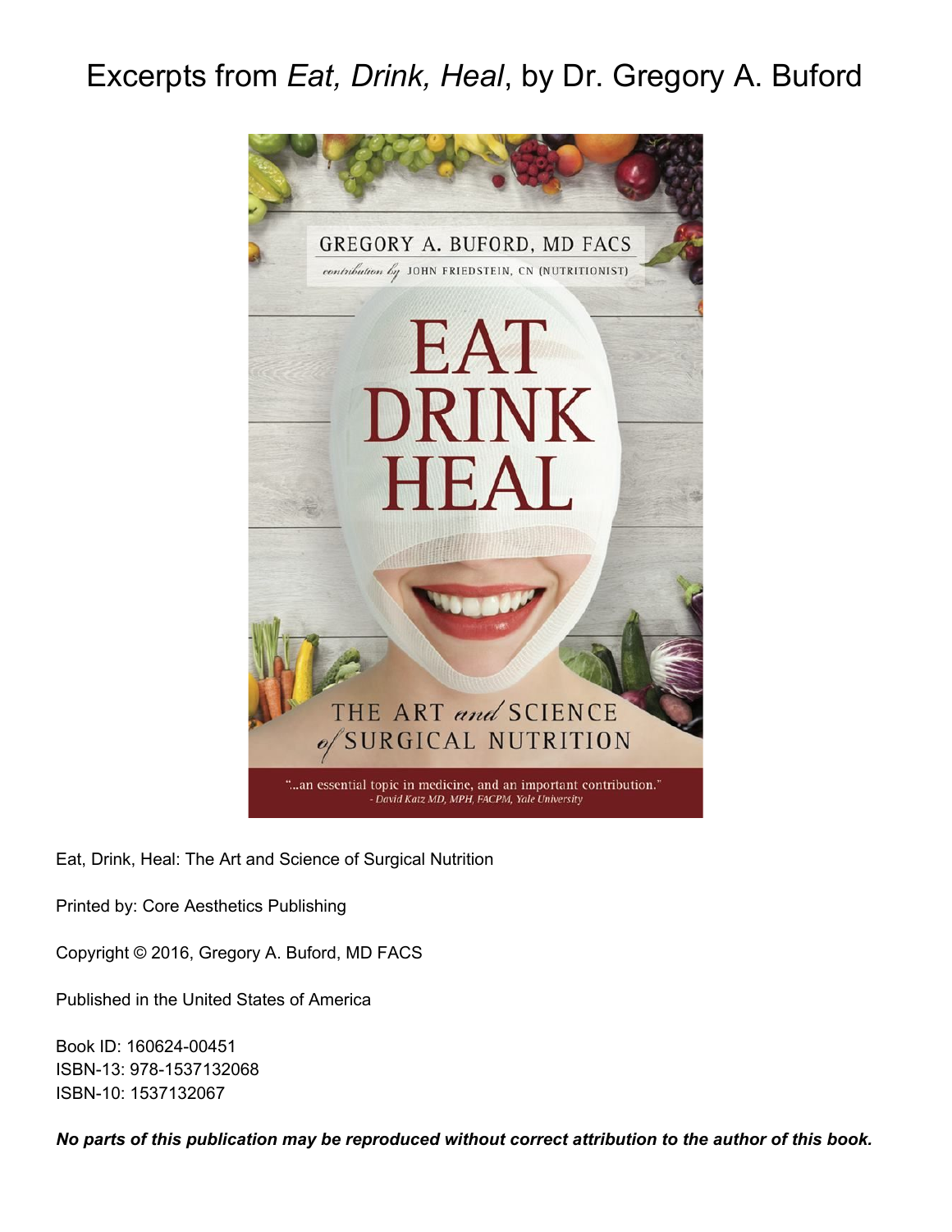# Excerpts from *Eat, Drink, Heal*, by Dr. Gregory A. Buford

GREGORY A. BUFORD, MD FACS

*contribution by* JOHN FRIEDSTEIN, CN (NUTRITIONIST)

EAT DRINK HEAL

THE ART *and* SCIENCE *of* SURGICAL NUTRITION

"...an essential topic in medicine, and an important contribution."
*- David Katz MD, MPH, FACPM, Yale University*

Eat, Drink, Heal: The Art and Science of Surgical Nutrition

Printed by: Core Aesthetics Publishing

Copyright © 2016, Gregory A. Buford, MD FACS

Published in the United States of America

Book ID: 160624-00451
ISBN-13: 978-1537132068
ISBN-10: 1537132067

***No parts of this publication may be reproduced without correct attribution to the author of this book.***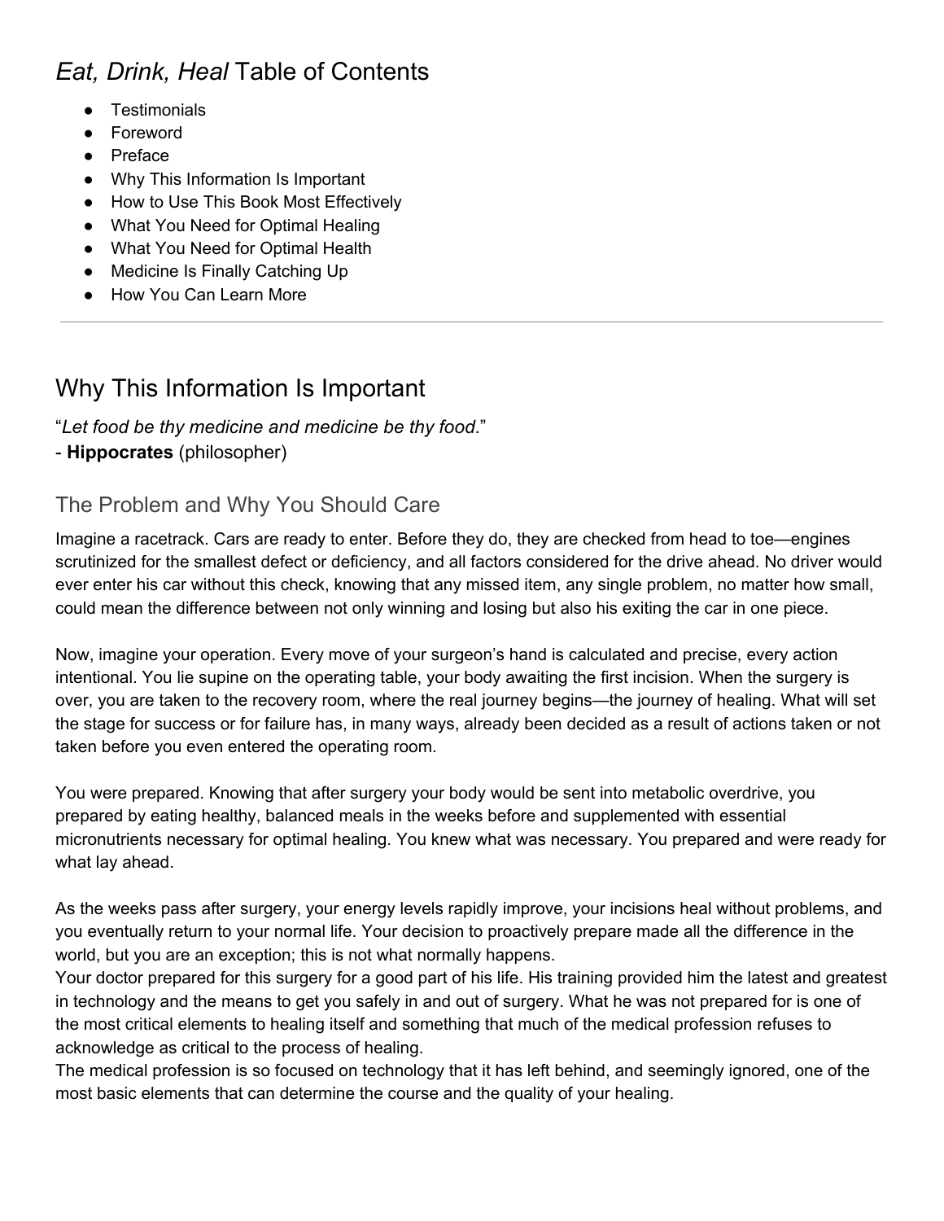## *Eat, Drink, Heal* Table of Contents

- Testimonials
- Foreword
- Preface
- Why This Information Is Important
- How to Use This Book Most Effectively
- What You Need for Optimal Healing
- What You Need for Optimal Health
- Medicine Is Finally Catching Up
- How You Can Learn More

---

## Why This Information Is Important

"*Let food be thy medicine and medicine be thy food*."
\- **Hippocrates** (philosopher)

### The Problem and Why You Should Care

Imagine a racetrack. Cars are ready to enter. Before they do, they are checked from head to toe—engines scrutinized for the smallest defect or deficiency, and all factors considered for the drive ahead. No driver would ever enter his car without this check, knowing that any missed item, any single problem, no matter how small, could mean the difference between not only winning and losing but also his exiting the car in one piece.

Now, imagine your operation. Every move of your surgeon's hand is calculated and precise, every action intentional. You lie supine on the operating table, your body awaiting the first incision. When the surgery is over, you are taken to the recovery room, where the real journey begins—the journey of healing. What will set the stage for success or for failure has, in many ways, already been decided as a result of actions taken or not taken before you even entered the operating room.

You were prepared. Knowing that after surgery your body would be sent into metabolic overdrive, you prepared by eating healthy, balanced meals in the weeks before and supplemented with essential micronutrients necessary for optimal healing. You knew what was necessary. You prepared and were ready for what lay ahead.

As the weeks pass after surgery, your energy levels rapidly improve, your incisions heal without problems, and you eventually return to your normal life. Your decision to proactively prepare made all the difference in the world, but you are an exception; this is not what normally happens.
Your doctor prepared for this surgery for a good part of his life. His training provided him the latest and greatest in technology and the means to get you safely in and out of surgery. What he was not prepared for is one of the most critical elements to healing itself and something that much of the medical profession refuses to acknowledge as critical to the process of healing.
The medical profession is so focused on technology that it has left behind, and seemingly ignored, one of the most basic elements that can determine the course and the quality of your healing.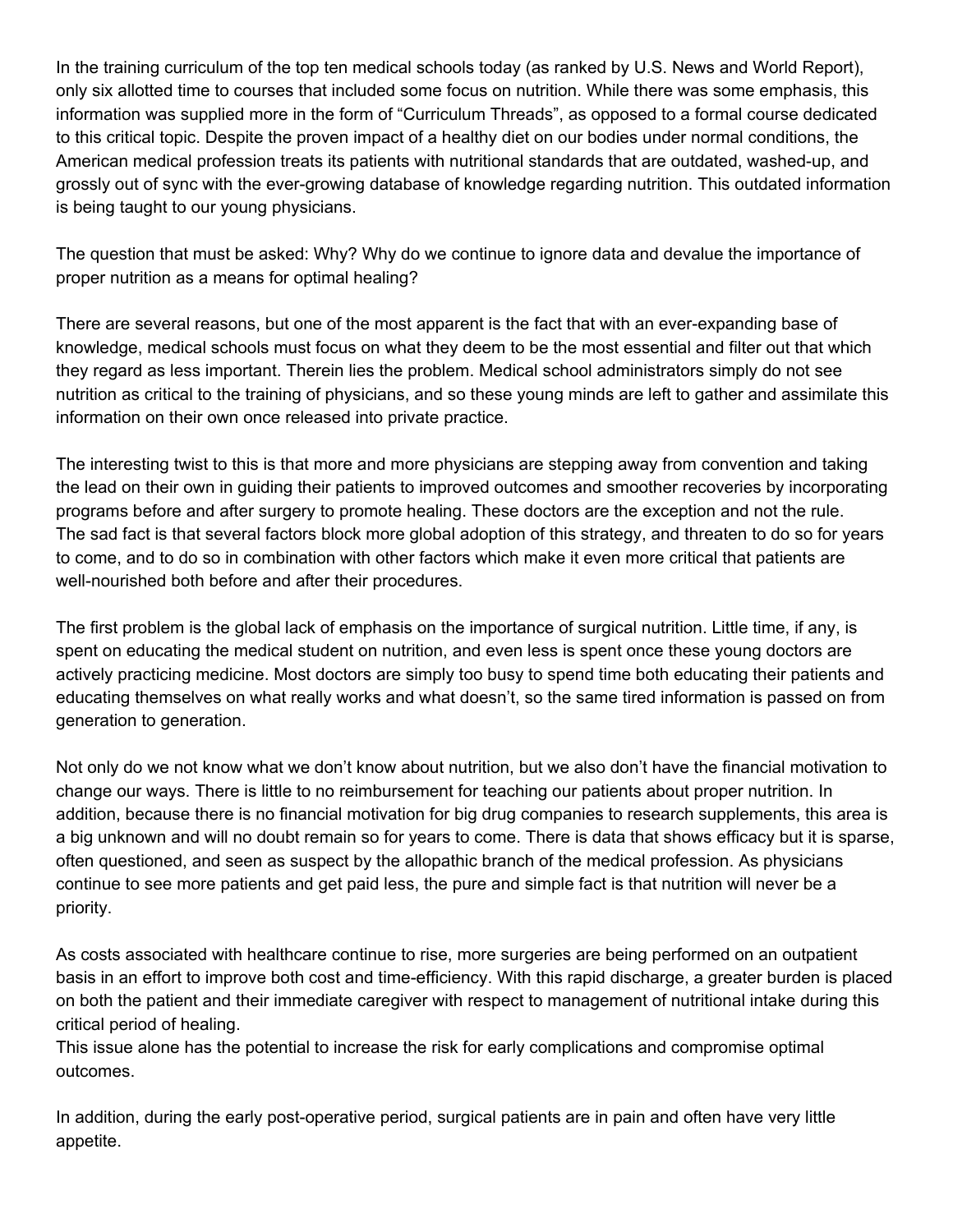In the training curriculum of the top ten medical schools today (as ranked by U.S. News and World Report), only six allotted time to courses that included some focus on nutrition. While there was some emphasis, this information was supplied more in the form of "Curriculum Threads", as opposed to a formal course dedicated to this critical topic. Despite the proven impact of a healthy diet on our bodies under normal conditions, the American medical profession treats its patients with nutritional standards that are outdated, washed-up, and grossly out of sync with the ever-growing database of knowledge regarding nutrition. This outdated information is being taught to our young physicians.

The question that must be asked: Why? Why do we continue to ignore data and devalue the importance of proper nutrition as a means for optimal healing?

There are several reasons, but one of the most apparent is the fact that with an ever-expanding base of knowledge, medical schools must focus on what they deem to be the most essential and filter out that which they regard as less important. Therein lies the problem. Medical school administrators simply do not see nutrition as critical to the training of physicians, and so these young minds are left to gather and assimilate this information on their own once released into private practice.

The interesting twist to this is that more and more physicians are stepping away from convention and taking the lead on their own in guiding their patients to improved outcomes and smoother recoveries by incorporating programs before and after surgery to promote healing. These doctors are the exception and not the rule. The sad fact is that several factors block more global adoption of this strategy, and threaten to do so for years to come, and to do so in combination with other factors which make it even more critical that patients are well-nourished both before and after their procedures.

The first problem is the global lack of emphasis on the importance of surgical nutrition. Little time, if any, is spent on educating the medical student on nutrition, and even less is spent once these young doctors are actively practicing medicine. Most doctors are simply too busy to spend time both educating their patients and educating themselves on what really works and what doesn't, so the same tired information is passed on from generation to generation.

Not only do we not know what we don't know about nutrition, but we also don't have the financial motivation to change our ways. There is little to no reimbursement for teaching our patients about proper nutrition. In addition, because there is no financial motivation for big drug companies to research supplements, this area is a big unknown and will no doubt remain so for years to come. There is data that shows efficacy but it is sparse, often questioned, and seen as suspect by the allopathic branch of the medical profession. As physicians continue to see more patients and get paid less, the pure and simple fact is that nutrition will never be a priority.

As costs associated with healthcare continue to rise, more surgeries are being performed on an outpatient basis in an effort to improve both cost and time-efficiency. With this rapid discharge, a greater burden is placed on both the patient and their immediate caregiver with respect to management of nutritional intake during this critical period of healing.
This issue alone has the potential to increase the risk for early complications and compromise optimal outcomes.

In addition, during the early post-operative period, surgical patients are in pain and often have very little appetite.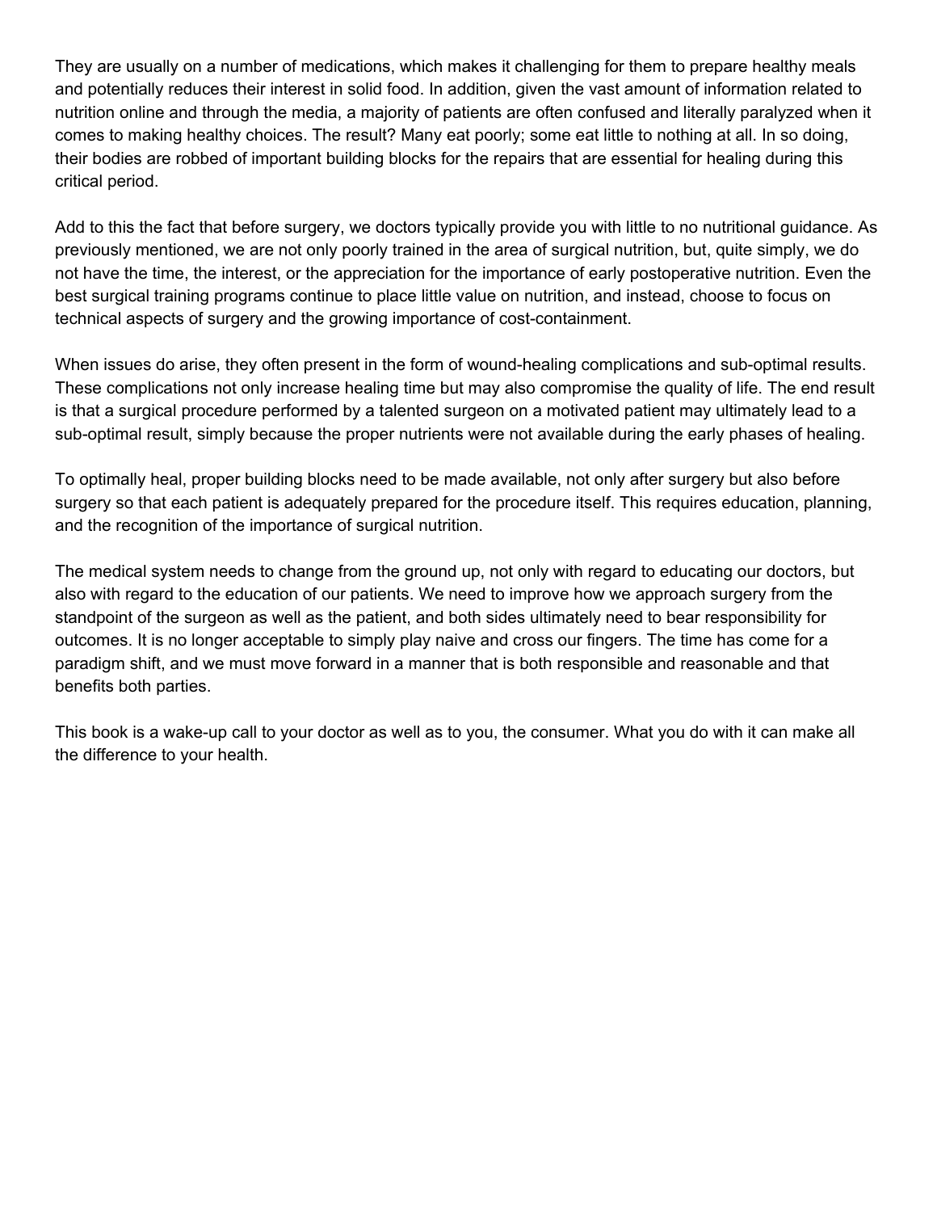They are usually on a number of medications, which makes it challenging for them to prepare healthy meals and potentially reduces their interest in solid food. In addition, given the vast amount of information related to nutrition online and through the media, a majority of patients are often confused and literally paralyzed when it comes to making healthy choices. The result? Many eat poorly; some eat little to nothing at all. In so doing, their bodies are robbed of important building blocks for the repairs that are essential for healing during this critical period.

Add to this the fact that before surgery, we doctors typically provide you with little to no nutritional guidance. As previously mentioned, we are not only poorly trained in the area of surgical nutrition, but, quite simply, we do not have the time, the interest, or the appreciation for the importance of early postoperative nutrition. Even the best surgical training programs continue to place little value on nutrition, and instead, choose to focus on technical aspects of surgery and the growing importance of cost-containment.

When issues do arise, they often present in the form of wound-healing complications and sub-optimal results. These complications not only increase healing time but may also compromise the quality of life. The end result is that a surgical procedure performed by a talented surgeon on a motivated patient may ultimately lead to a sub-optimal result, simply because the proper nutrients were not available during the early phases of healing.

To optimally heal, proper building blocks need to be made available, not only after surgery but also before surgery so that each patient is adequately prepared for the procedure itself. This requires education, planning, and the recognition of the importance of surgical nutrition.

The medical system needs to change from the ground up, not only with regard to educating our doctors, but also with regard to the education of our patients. We need to improve how we approach surgery from the standpoint of the surgeon as well as the patient, and both sides ultimately need to bear responsibility for outcomes. It is no longer acceptable to simply play naive and cross our fingers. The time has come for a paradigm shift, and we must move forward in a manner that is both responsible and reasonable and that benefits both parties.

This book is a wake-up call to your doctor as well as to you, the consumer. What you do with it can make all the difference to your health.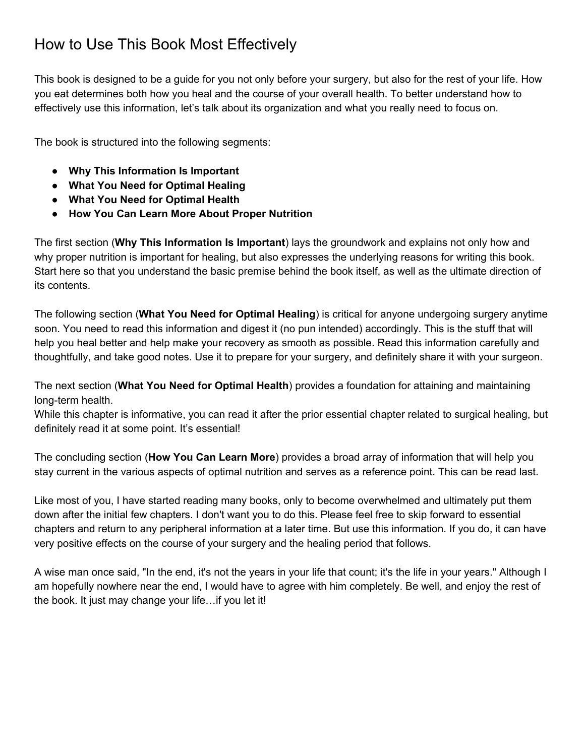# How to Use This Book Most Effectively

This book is designed to be a guide for you not only before your surgery, but also for the rest of your life. How you eat determines both how you heal and the course of your overall health. To better understand how to effectively use this information, let's talk about its organization and what you really need to focus on.

The book is structured into the following segments:

- **Why This Information Is Important**
- **What You Need for Optimal Healing**
- **What You Need for Optimal Health**
- **How You Can Learn More About Proper Nutrition**

The first section (**Why This Information Is Important**) lays the groundwork and explains not only how and why proper nutrition is important for healing, but also expresses the underlying reasons for writing this book. Start here so that you understand the basic premise behind the book itself, as well as the ultimate direction of its contents.

The following section (**What You Need for Optimal Healing**) is critical for anyone undergoing surgery anytime soon. You need to read this information and digest it (no pun intended) accordingly. This is the stuff that will help you heal better and help make your recovery as smooth as possible. Read this information carefully and thoughtfully, and take good notes. Use it to prepare for your surgery, and definitely share it with your surgeon.

The next section (**What You Need for Optimal Health**) provides a foundation for attaining and maintaining long-term health.
While this chapter is informative, you can read it after the prior essential chapter related to surgical healing, but definitely read it at some point. It's essential!

The concluding section (**How You Can Learn More**) provides a broad array of information that will help you stay current in the various aspects of optimal nutrition and serves as a reference point. This can be read last.

Like most of you, I have started reading many books, only to become overwhelmed and ultimately put them down after the initial few chapters. I don't want you to do this. Please feel free to skip forward to essential chapters and return to any peripheral information at a later time. But use this information. If you do, it can have very positive effects on the course of your surgery and the healing period that follows.

A wise man once said, "In the end, it's not the years in your life that count; it's the life in your years." Although I am hopefully nowhere near the end, I would have to agree with him completely. Be well, and enjoy the rest of the book. It just may change your life…if you let it!